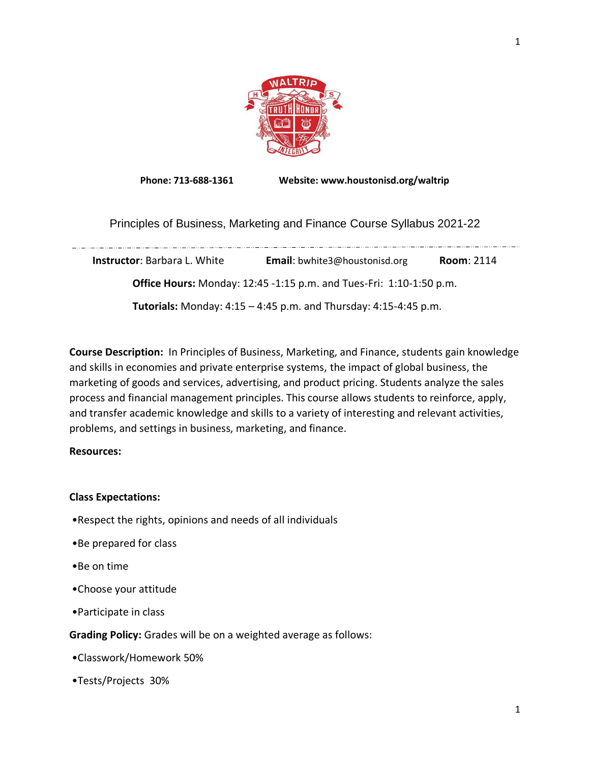**Phone: 713-688-1361** **Website: www.houstonisd.org/waltrip**

# Principles of Business, Marketing and Finance Course Syllabus 2021-22

**Instructor**: Barbara L. White **Email**: bwhite3@houstonisd.org **Room**: 2114

**Office Hours:** Monday: 12:45 -1:15 p.m. and Tues-Fri: 1:10-1:50 p.m.

**Tutorials:** Monday: 4:15 – 4:45 p.m. and Thursday: 4:15-4:45 p.m.

**Course Description:** In Principles of Business, Marketing, and Finance, students gain knowledge and skills in economies and private enterprise systems, the impact of global business, the marketing of goods and services, advertising, and product pricing. Students analyze the sales process and financial management principles. This course allows students to reinforce, apply, and transfer academic knowledge and skills to a variety of interesting and relevant activities, problems, and settings in business, marketing, and finance.

**Resources:**

**Class Expectations:**

- Respect the rights, opinions and needs of all individuals
- Be prepared for class
- Be on time
- Choose your attitude
- Participate in class

**Grading Policy:** Grades will be on a weighted average as follows:

- Classwork/Homework 50%
- Tests/Projects 30%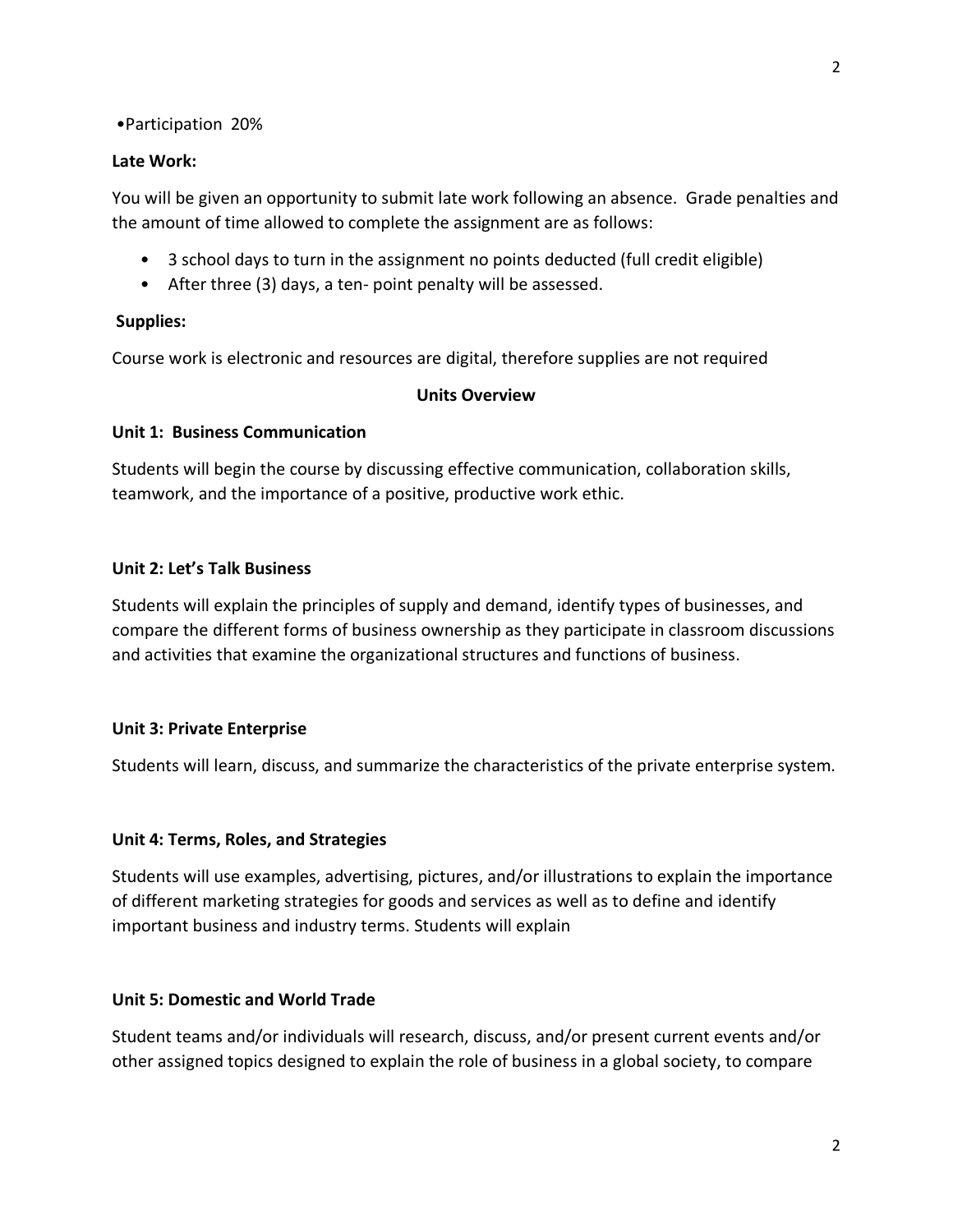•Participation 20%

**Late Work:**

You will be given an opportunity to submit late work following an absence. Grade penalties and the amount of time allowed to complete the assignment are as follows:

- 3 school days to turn in the assignment no points deducted (full credit eligible)
- After three (3) days, a ten- point penalty will be assessed.

**Supplies:**

Course work is electronic and resources are digital, therefore supplies are not required

## Units Overview

**Unit 1: Business Communication**

Students will begin the course by discussing effective communication, collaboration skills, teamwork, and the importance of a positive, productive work ethic.

**Unit 2: Let's Talk Business**

Students will explain the principles of supply and demand, identify types of businesses, and compare the different forms of business ownership as they participate in classroom discussions and activities that examine the organizational structures and functions of business.

**Unit 3: Private Enterprise**

Students will learn, discuss, and summarize the characteristics of the private enterprise system.

**Unit 4: Terms, Roles, and Strategies**

Students will use examples, advertising, pictures, and/or illustrations to explain the importance of different marketing strategies for goods and services as well as to define and identify important business and industry terms. Students will explain

**Unit 5: Domestic and World Trade**

Student teams and/or individuals will research, discuss, and/or present current events and/or other assigned topics designed to explain the role of business in a global society, to compare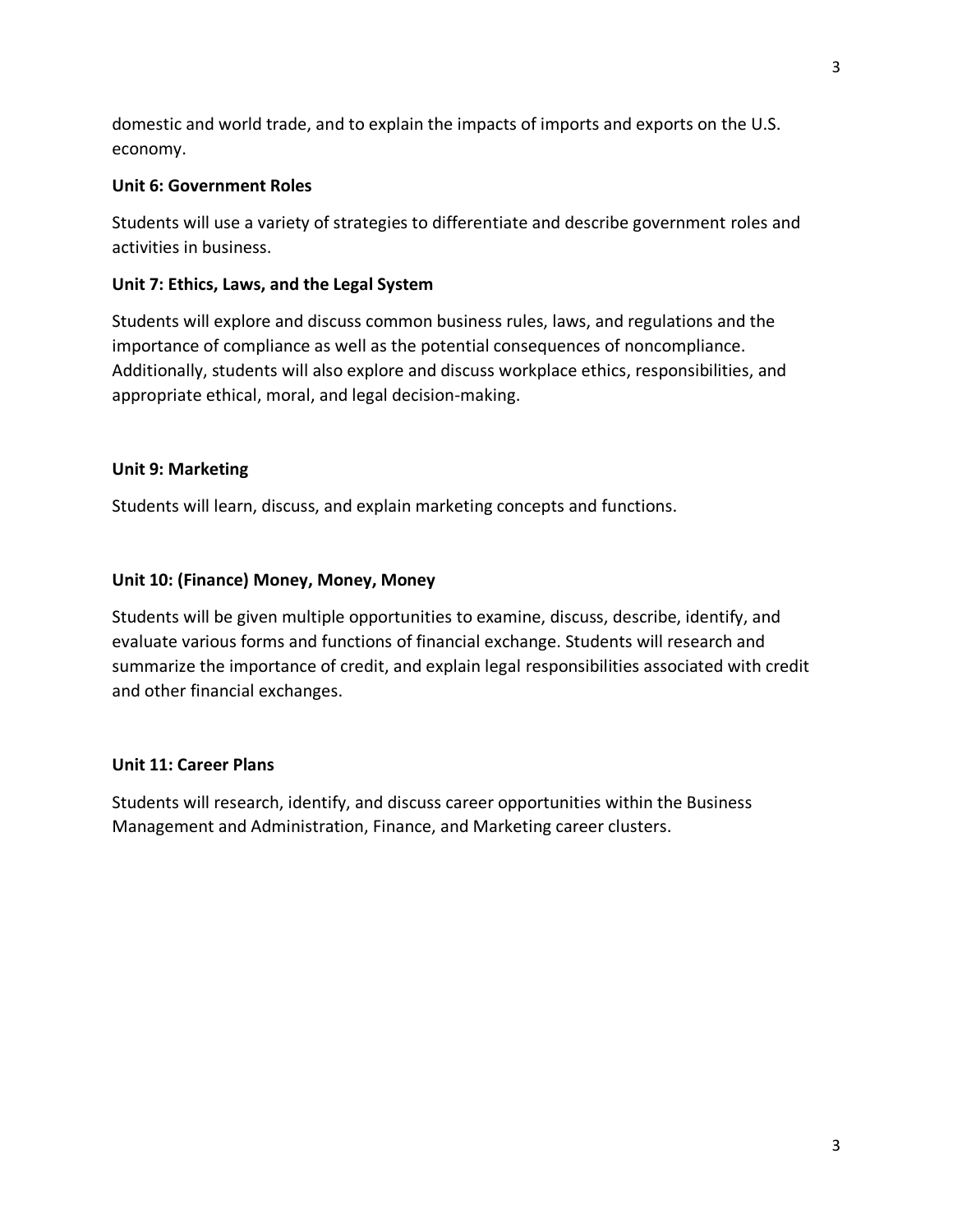domestic and world trade, and to explain the impacts of imports and exports on the U.S. economy.

**Unit 6: Government Roles**

Students will use a variety of strategies to differentiate and describe government roles and activities in business.

**Unit 7: Ethics, Laws, and the Legal System**

Students will explore and discuss common business rules, laws, and regulations and the importance of compliance as well as the potential consequences of noncompliance. Additionally, students will also explore and discuss workplace ethics, responsibilities, and appropriate ethical, moral, and legal decision-making.

**Unit 9: Marketing**

Students will learn, discuss, and explain marketing concepts and functions.

**Unit 10: (Finance) Money, Money, Money**

Students will be given multiple opportunities to examine, discuss, describe, identify, and evaluate various forms and functions of financial exchange. Students will research and summarize the importance of credit, and explain legal responsibilities associated with credit and other financial exchanges.

**Unit 11: Career Plans**

Students will research, identify, and discuss career opportunities within the Business Management and Administration, Finance, and Marketing career clusters.